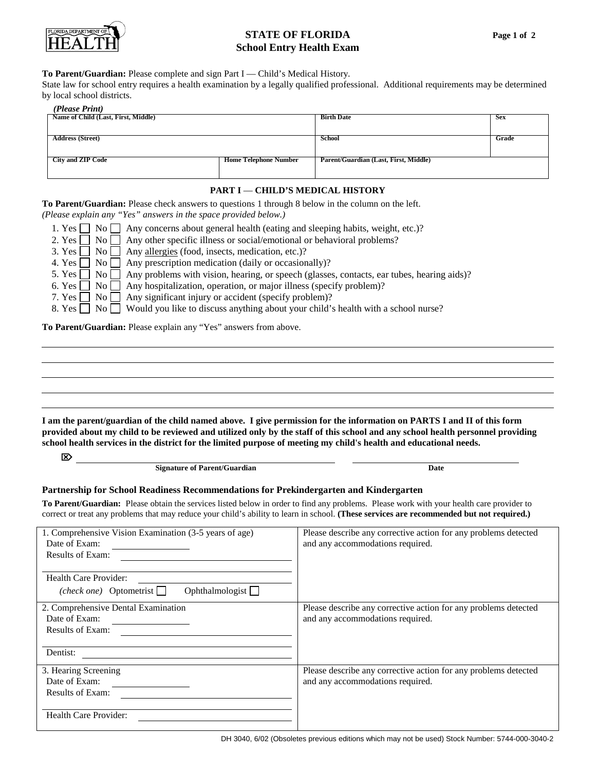FLORIDA DEPARTMENT OF HEALTH

# STATE OF FLORIDA
## School Entry Health Exam

**To Parent/Guardian:** Please complete and sign Part I — Child's Medical History.
State law for school entry requires a health examination by a legally qualified professional. Additional requirements may be determined by local school districts.

*(Please Print)*

| Name of Child (Last, First, Middle) | | Birth Date | Sex |
|---|---|---|---|
| **Address (Street)** | | **School** | **Grade** |
| **City and ZIP Code** | **Home Telephone Number** | **Parent/Guardian (Last, First, Middle)** | |

### PART I — CHILD'S MEDICAL HISTORY

**To Parent/Guardian:** Please check answers to questions 1 through 8 below in the column on the left.
*(Please explain any "Yes" answers in the space provided below.)*

1. Yes ☐ No ☐ Any concerns about general health (eating and sleeping habits, weight, etc.)?
2. Yes ☐ No ☐ Any other specific illness or social/emotional or behavioral problems?
3. Yes ☐ No ☐ Any allergies (food, insects, medication, etc.)?
4. Yes ☐ No ☐ Any prescription medication (daily or occasionally)?
5. Yes ☐ No ☐ Any problems with vision, hearing, or speech (glasses, contacts, ear tubes, hearing aids)?
6. Yes ☐ No ☐ Any hospitalization, operation, or major illness (specify problem)?
7. Yes ☐ No ☐ Any significant injury or accident (specify problem)?
8. Yes ☐ No ☐ Would you like to discuss anything about your child's health with a school nurse?

**To Parent/Guardian:** Please explain any "Yes" answers from above.

______________________________________________________________________

______________________________________________________________________

______________________________________________________________________

______________________________________________________________________

______________________________________________________________________

**I am the parent/guardian of the child named above. I give permission for the information on PARTS I and II of this form provided about my child to be reviewed and utilized only by the staff of this school and any school health personnel providing school health services in the district for the limited purpose of meeting my child's health and educational needs.**

______________________________ **Signature of Parent/Guardian** ______________________________ **Date**

### Partnership for School Readiness Recommendations for Prekindergarten and Kindergarten

**To Parent/Guardian:** Please obtain the services listed below in order to find any problems. Please work with your health care provider to correct or treat any problems that may reduce your child's ability to learn in school. **(These services are recommended but not required.)**

| | |
|---|---|
| 1. Comprehensive Vision Examination (3-5 years of age)<br>Date of Exam: ____________<br>Results of Exam: ____________<br>____________<br>Health Care Provider: ____________<br>*(check one)* Optometrist ☐ Ophthalmologist ☐ | Please describe any corrective action for any problems detected and any accommodations required. |
| 2. Comprehensive Dental Examination<br>Date of Exam: ____________<br>Results of Exam: ____________<br>____________<br>Dentist: ____________ | Please describe any corrective action for any problems detected and any accommodations required. |
| 3. Hearing Screening<br>Date of Exam: ____________<br>Results of Exam: ____________<br>____________<br>Health Care Provider: ____________ | Please describe any corrective action for any problems detected and any accommodations required. |

DH 3040, 6/02 (Obsoletes previous editions which may not be used) Stock Number: 5744-000-3040-2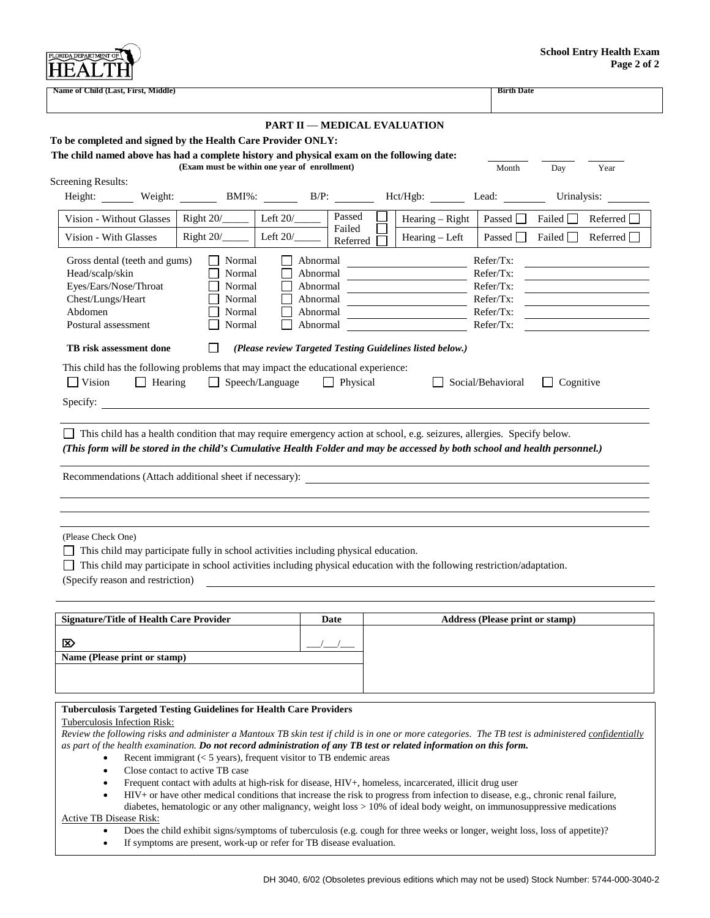FLORIDA DEPARTMENT OF HEALTH

**School Entry Health Exam**
**Page 2 of 2**

| Name of Child (Last, First, Middle) | Birth Date |
| --- | --- |
| | |

## PART II — MEDICAL EVALUATION

**To be completed and signed by the Health Care Provider ONLY:**

**The child named above has had a complete history and physical exam on the following date:** ______ ______ ______
**(Exam must be within one year of enrollment)** Month Day Year

Screening Results:

Height: ______ Weight: ______ BMI%: ______ B/P: ______ Hct/Hgb: ______ Lead: ______ Urinalysis: ______

| | | | | | |
| --- | --- | --- | --- | --- | --- |
| Vision - Without Glasses | Right 20/_____ | Left 20/_____ | Passed ☐ Failed ☐ Referred ☐ | Hearing – Right | Passed ☐ Failed ☐ Referred ☐ |
| Vision - With Glasses | Right 20/_____ | Left 20/_____ | | Hearing – Left | Passed ☐ Failed ☐ Referred ☐ |

| | | | | |
| --- | --- | --- | --- | --- |
| Gross dental (teeth and gums) | ☐ Normal | ☐ Abnormal ______ | Refer/Tx: | ______ |
| Head/scalp/skin | ☐ Normal | ☐ Abnormal ______ | Refer/Tx: | ______ |
| Eyes/Ears/Nose/Throat | ☐ Normal | ☐ Abnormal ______ | Refer/Tx: | ______ |
| Chest/Lungs/Heart | ☐ Normal | ☐ Abnormal ______ | Refer/Tx: | ______ |
| Abdomen | ☐ Normal | ☐ Abnormal ______ | Refer/Tx: | ______ |
| Postural assessment | ☐ Normal | ☐ Abnormal ______ | Refer/Tx: | ______ |

**TB risk assessment done** ☐ ***(Please review Targeted Testing Guidelines listed below.)***

This child has the following problems that may impact the educational experience:

☐ Vision ☐ Hearing ☐ Speech/Language ☐ Physical ☐ Social/Behavioral ☐ Cognitive

Specify: ____________________

☐ This child has a health condition that may require emergency action at school, e.g. seizures, allergies. Specify below.

***(This form will be stored in the child's Cumulative Health Folder and may be accessed by both school and health personnel.)***

Recommendations (Attach additional sheet if necessary): ____________________

(Please Check One)

☐ This child may participate fully in school activities including physical education.

☐ This child may participate in school activities including physical education with the following restriction/adaptation.

(Specify reason and restriction) ____________________

| Signature/Title of Health Care Provider | Date | Address (Please print or stamp) |
| --- | --- | --- |
| ⌦ | ___/___/___ | |
| **Name (Please print or stamp)** | | |
| | | |

**Tuberculosis Targeted Testing Guidelines for Health Care Providers**

Tuberculosis Infection Risk:

*Review the following risks and administer a Mantoux TB skin test if child is in one or more categories. The TB test is administered confidentially as part of the health examination.* ***Do not record administration of any TB test or related information on this form.***

- Recent immigrant (< 5 years), frequent visitor to TB endemic areas
- Close contact to active TB case
- Frequent contact with adults at high-risk for disease, HIV+, homeless, incarcerated, illicit drug user
- HIV+ or have other medical conditions that increase the risk to progress from infection to disease, e.g., chronic renal failure, diabetes, hematologic or any other malignancy, weight loss > 10% of ideal body weight, on immunosuppressive medications

Active TB Disease Risk:

- Does the child exhibit signs/symptoms of tuberculosis (e.g. cough for three weeks or longer, weight loss, loss of appetite)?
- If symptoms are present, work-up or refer for TB disease evaluation.

DH 3040, 6/02 (Obsoletes previous editions which may not be used) Stock Number: 5744-000-3040-2